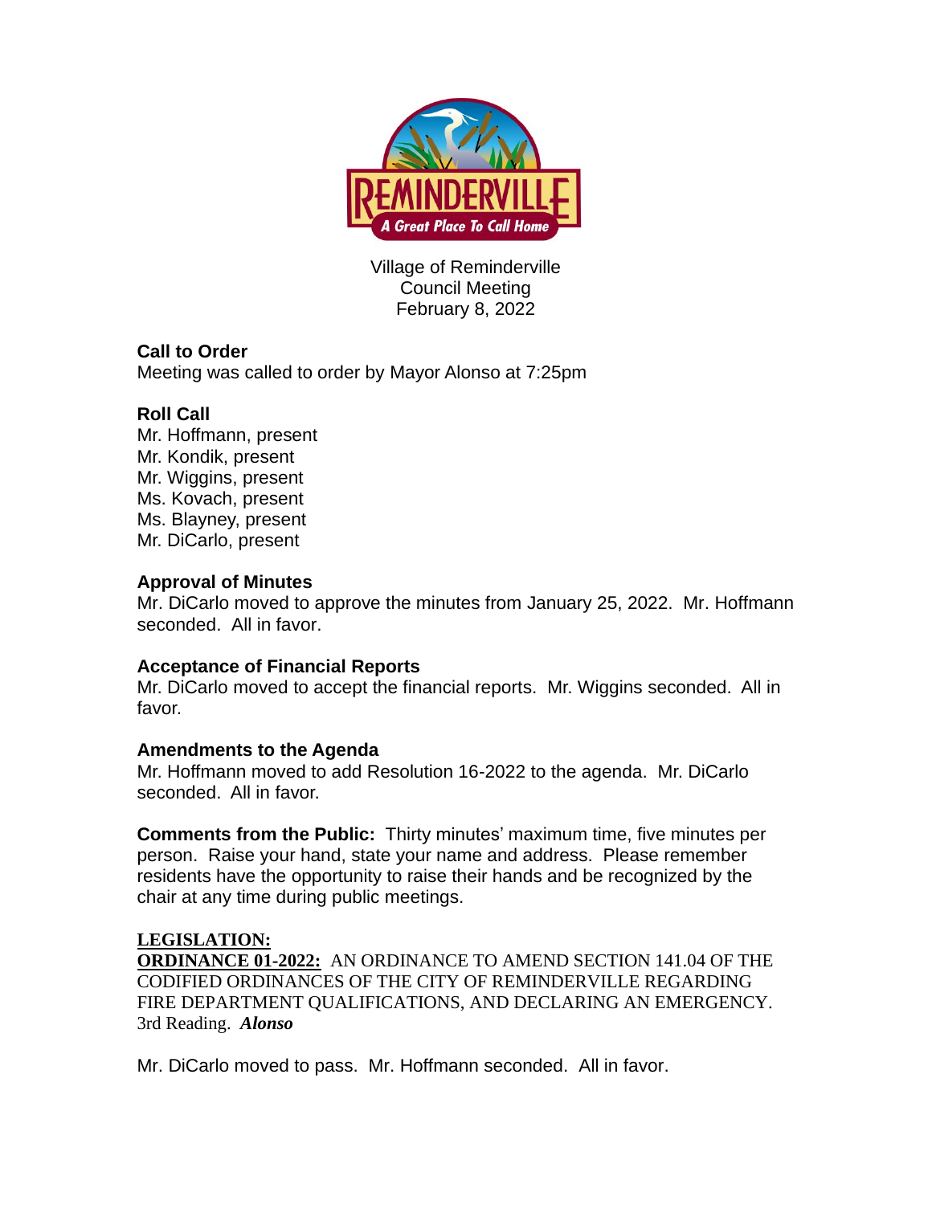Village of Reminderville
Council Meeting
February 8, 2022

**Call to Order**
Meeting was called to order by Mayor Alonso at 7:25pm

**Roll Call**
Mr. Hoffmann, present
Mr. Kondik, present
Mr. Wiggins, present
Ms. Kovach, present
Ms. Blayney, present
Mr. DiCarlo, present

**Approval of Minutes**
Mr. DiCarlo moved to approve the minutes from January 25, 2022. Mr. Hoffmann seconded. All in favor.

**Acceptance of Financial Reports**
Mr. DiCarlo moved to accept the financial reports. Mr. Wiggins seconded. All in favor.

**Amendments to the Agenda**
Mr. Hoffmann moved to add Resolution 16-2022 to the agenda. Mr. DiCarlo seconded. All in favor.

**Comments from the Public:** Thirty minutes' maximum time, five minutes per person. Raise your hand, state your name and address. Please remember residents have the opportunity to raise their hands and be recognized by the chair at any time during public meetings.

**LEGISLATION:**
**ORDINANCE 01-2022:** AN ORDINANCE TO AMEND SECTION 141.04 OF THE CODIFIED ORDINANCES OF THE CITY OF REMINDERVILLE REGARDING FIRE DEPARTMENT QUALIFICATIONS, AND DECLARING AN EMERGENCY. 3rd Reading. ***Alonso***

Mr. DiCarlo moved to pass. Mr. Hoffmann seconded. All in favor.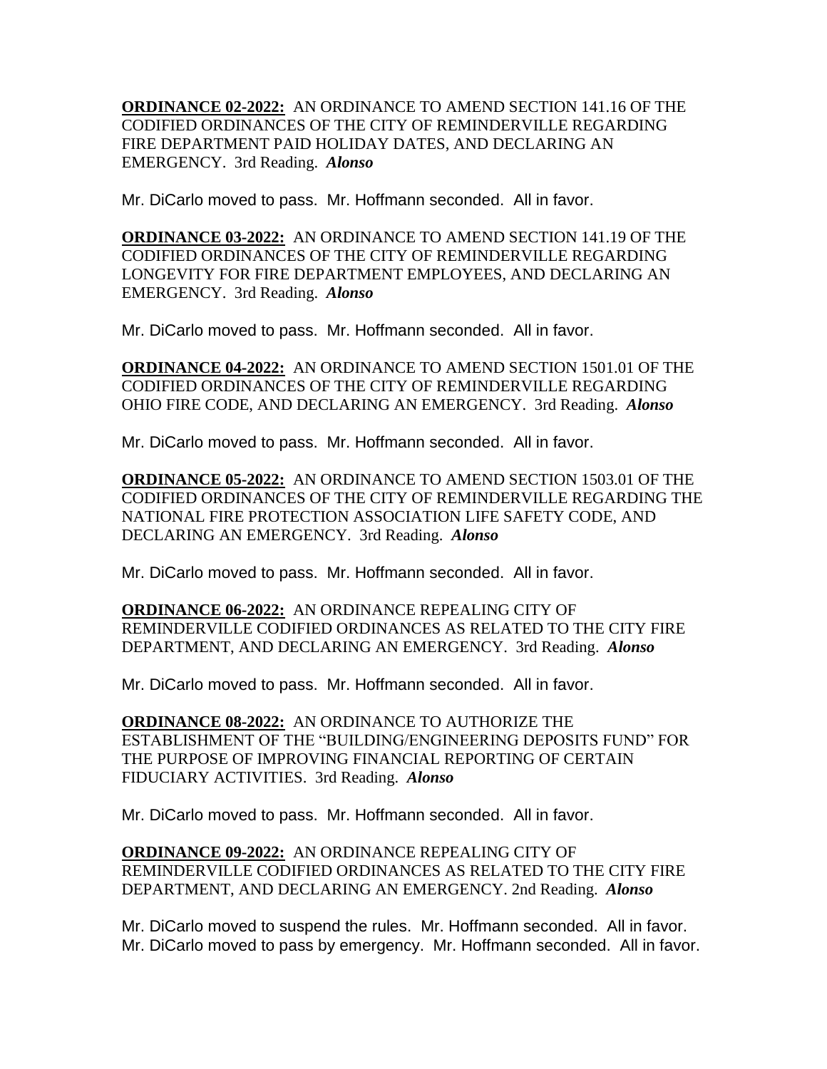**ORDINANCE 02-2022:** AN ORDINANCE TO AMEND SECTION 141.16 OF THE CODIFIED ORDINANCES OF THE CITY OF REMINDERVILLE REGARDING FIRE DEPARTMENT PAID HOLIDAY DATES, AND DECLARING AN EMERGENCY. 3rd Reading. ***Alonso***

Mr. DiCarlo moved to pass. Mr. Hoffmann seconded. All in favor.

**ORDINANCE 03-2022:** AN ORDINANCE TO AMEND SECTION 141.19 OF THE CODIFIED ORDINANCES OF THE CITY OF REMINDERVILLE REGARDING LONGEVITY FOR FIRE DEPARTMENT EMPLOYEES, AND DECLARING AN EMERGENCY. 3rd Reading. ***Alonso***

Mr. DiCarlo moved to pass. Mr. Hoffmann seconded. All in favor.

**ORDINANCE 04-2022:** AN ORDINANCE TO AMEND SECTION 1501.01 OF THE CODIFIED ORDINANCES OF THE CITY OF REMINDERVILLE REGARDING OHIO FIRE CODE, AND DECLARING AN EMERGENCY. 3rd Reading. ***Alonso***

Mr. DiCarlo moved to pass. Mr. Hoffmann seconded. All in favor.

**ORDINANCE 05-2022:** AN ORDINANCE TO AMEND SECTION 1503.01 OF THE CODIFIED ORDINANCES OF THE CITY OF REMINDERVILLE REGARDING THE NATIONAL FIRE PROTECTION ASSOCIATION LIFE SAFETY CODE, AND DECLARING AN EMERGENCY. 3rd Reading. ***Alonso***

Mr. DiCarlo moved to pass. Mr. Hoffmann seconded. All in favor.

**ORDINANCE 06-2022:** AN ORDINANCE REPEALING CITY OF REMINDERVILLE CODIFIED ORDINANCES AS RELATED TO THE CITY FIRE DEPARTMENT, AND DECLARING AN EMERGENCY. 3rd Reading. ***Alonso***

Mr. DiCarlo moved to pass. Mr. Hoffmann seconded. All in favor.

**ORDINANCE 08-2022:** AN ORDINANCE TO AUTHORIZE THE ESTABLISHMENT OF THE "BUILDING/ENGINEERING DEPOSITS FUND" FOR THE PURPOSE OF IMPROVING FINANCIAL REPORTING OF CERTAIN FIDUCIARY ACTIVITIES. 3rd Reading. ***Alonso***

Mr. DiCarlo moved to pass. Mr. Hoffmann seconded. All in favor.

**ORDINANCE 09-2022:** AN ORDINANCE REPEALING CITY OF REMINDERVILLE CODIFIED ORDINANCES AS RELATED TO THE CITY FIRE DEPARTMENT, AND DECLARING AN EMERGENCY. 2nd Reading. ***Alonso***

Mr. DiCarlo moved to suspend the rules. Mr. Hoffmann seconded. All in favor.
Mr. DiCarlo moved to pass by emergency. Mr. Hoffmann seconded. All in favor.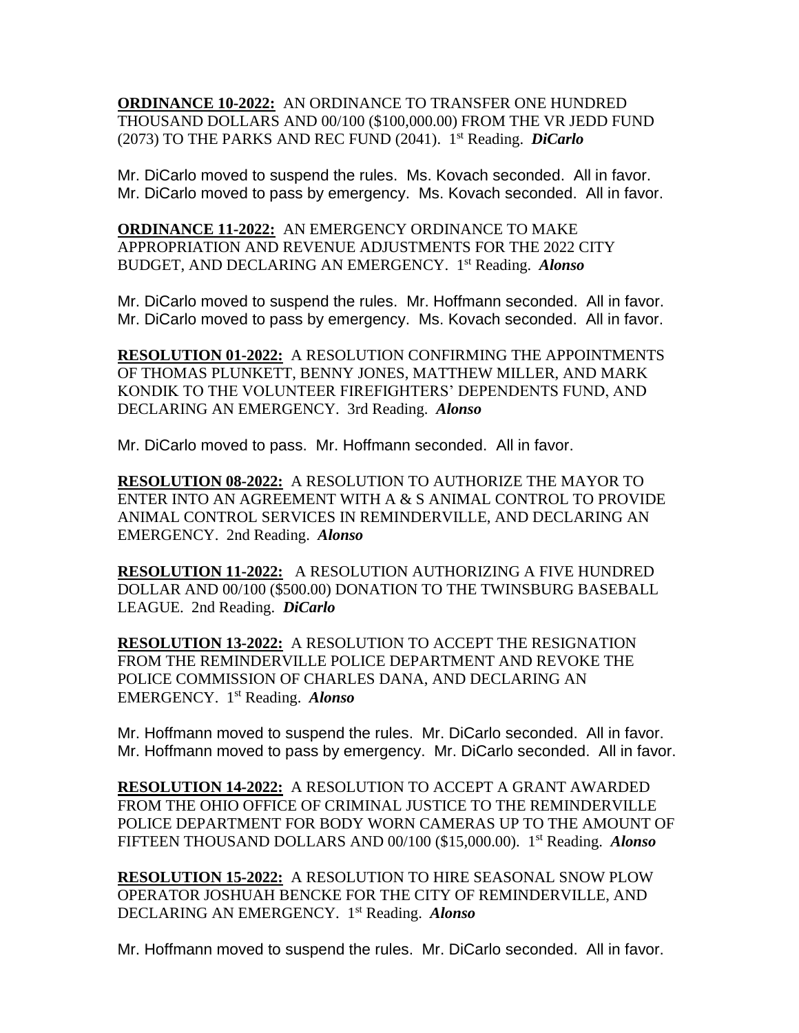**ORDINANCE 10-2022:** AN ORDINANCE TO TRANSFER ONE HUNDRED THOUSAND DOLLARS AND 00/100 ($100,000.00) FROM THE VR JEDD FUND (2073) TO THE PARKS AND REC FUND (2041). 1st Reading. ***DiCarlo***

Mr. DiCarlo moved to suspend the rules. Ms. Kovach seconded. All in favor.
Mr. DiCarlo moved to pass by emergency. Ms. Kovach seconded. All in favor.

**ORDINANCE 11-2022:** AN EMERGENCY ORDINANCE TO MAKE APPROPRIATION AND REVENUE ADJUSTMENTS FOR THE 2022 CITY BUDGET, AND DECLARING AN EMERGENCY. 1st Reading. ***Alonso***

Mr. DiCarlo moved to suspend the rules. Mr. Hoffmann seconded. All in favor.
Mr. DiCarlo moved to pass by emergency. Ms. Kovach seconded. All in favor.

**RESOLUTION 01-2022:** A RESOLUTION CONFIRMING THE APPOINTMENTS OF THOMAS PLUNKETT, BENNY JONES, MATTHEW MILLER, AND MARK KONDIK TO THE VOLUNTEER FIREFIGHTERS' DEPENDENTS FUND, AND DECLARING AN EMERGENCY. 3rd Reading. ***Alonso***

Mr. DiCarlo moved to pass. Mr. Hoffmann seconded. All in favor.

**RESOLUTION 08-2022:** A RESOLUTION TO AUTHORIZE THE MAYOR TO ENTER INTO AN AGREEMENT WITH A & S ANIMAL CONTROL TO PROVIDE ANIMAL CONTROL SERVICES IN REMINDERVILLE, AND DECLARING AN EMERGENCY. 2nd Reading. ***Alonso***

**RESOLUTION 11-2022:** A RESOLUTION AUTHORIZING A FIVE HUNDRED DOLLAR AND 00/100 ($500.00) DONATION TO THE TWINSBURG BASEBALL LEAGUE. 2nd Reading. ***DiCarlo***

**RESOLUTION 13-2022:** A RESOLUTION TO ACCEPT THE RESIGNATION FROM THE REMINDERVILLE POLICE DEPARTMENT AND REVOKE THE POLICE COMMISSION OF CHARLES DANA, AND DECLARING AN EMERGENCY. 1st Reading. ***Alonso***

Mr. Hoffmann moved to suspend the rules. Mr. DiCarlo seconded. All in favor.
Mr. Hoffmann moved to pass by emergency. Mr. DiCarlo seconded. All in favor.

**RESOLUTION 14-2022:** A RESOLUTION TO ACCEPT A GRANT AWARDED FROM THE OHIO OFFICE OF CRIMINAL JUSTICE TO THE REMINDERVILLE POLICE DEPARTMENT FOR BODY WORN CAMERAS UP TO THE AMOUNT OF FIFTEEN THOUSAND DOLLARS AND 00/100 ($15,000.00). 1st Reading. ***Alonso***

**RESOLUTION 15-2022:** A RESOLUTION TO HIRE SEASONAL SNOW PLOW OPERATOR JOSHUAH BENCKE FOR THE CITY OF REMINDERVILLE, AND DECLARING AN EMERGENCY. 1st Reading. ***Alonso***

Mr. Hoffmann moved to suspend the rules. Mr. DiCarlo seconded. All in favor.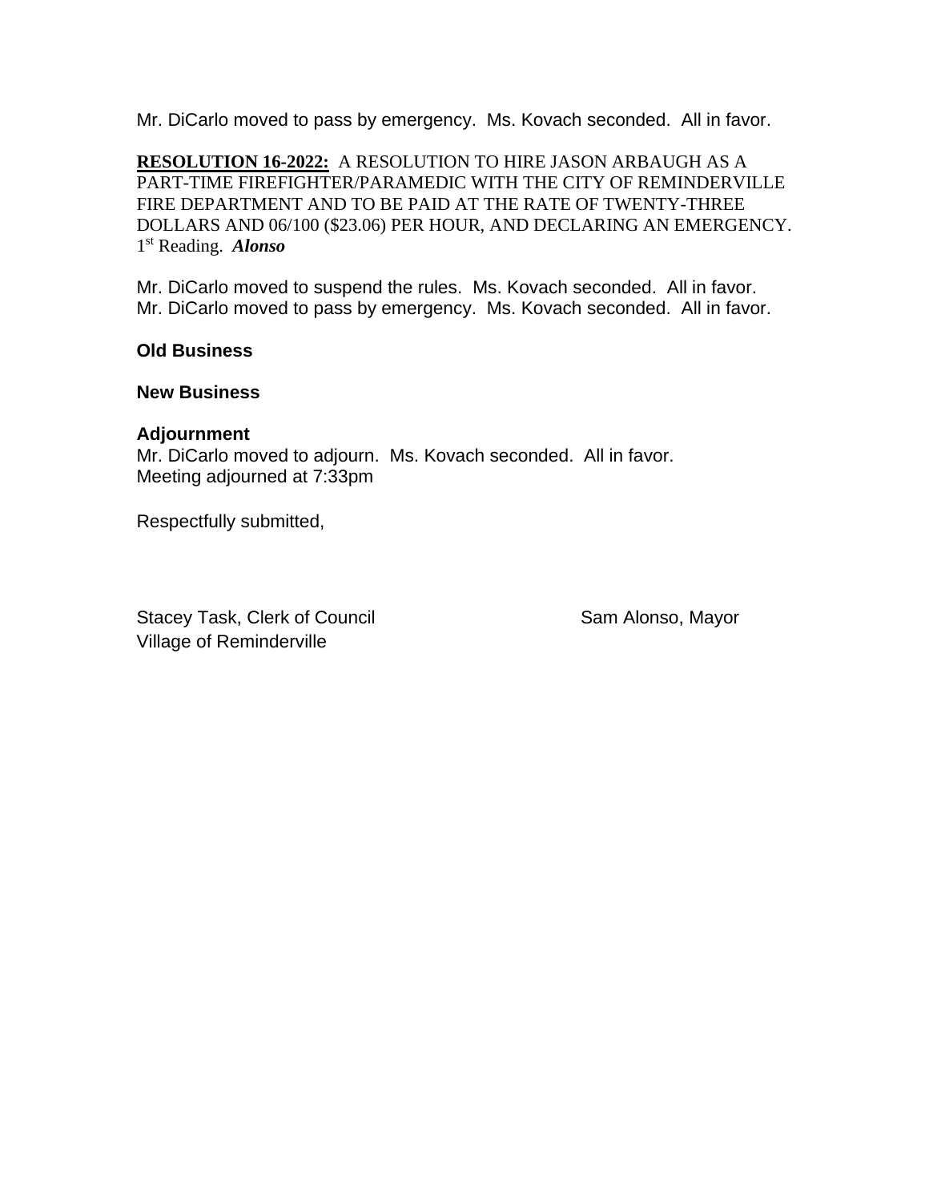Mr. DiCarlo moved to pass by emergency. Ms. Kovach seconded. All in favor.

**RESOLUTION 16-2022:** A RESOLUTION TO HIRE JASON ARBAUGH AS A PART-TIME FIREFIGHTER/PARAMEDIC WITH THE CITY OF REMINDERVILLE FIRE DEPARTMENT AND TO BE PAID AT THE RATE OF TWENTY-THREE DOLLARS AND 06/100 ($23.06) PER HOUR, AND DECLARING AN EMERGENCY. 1st Reading. ***Alonso***

Mr. DiCarlo moved to suspend the rules. Ms. Kovach seconded. All in favor.
Mr. DiCarlo moved to pass by emergency. Ms. Kovach seconded. All in favor.

**Old Business**

**New Business**

**Adjournment**
Mr. DiCarlo moved to adjourn. Ms. Kovach seconded. All in favor.
Meeting adjourned at 7:33pm

Respectfully submitted,

Stacey Task, Clerk of Council
Village of Reminderville

Sam Alonso, Mayor